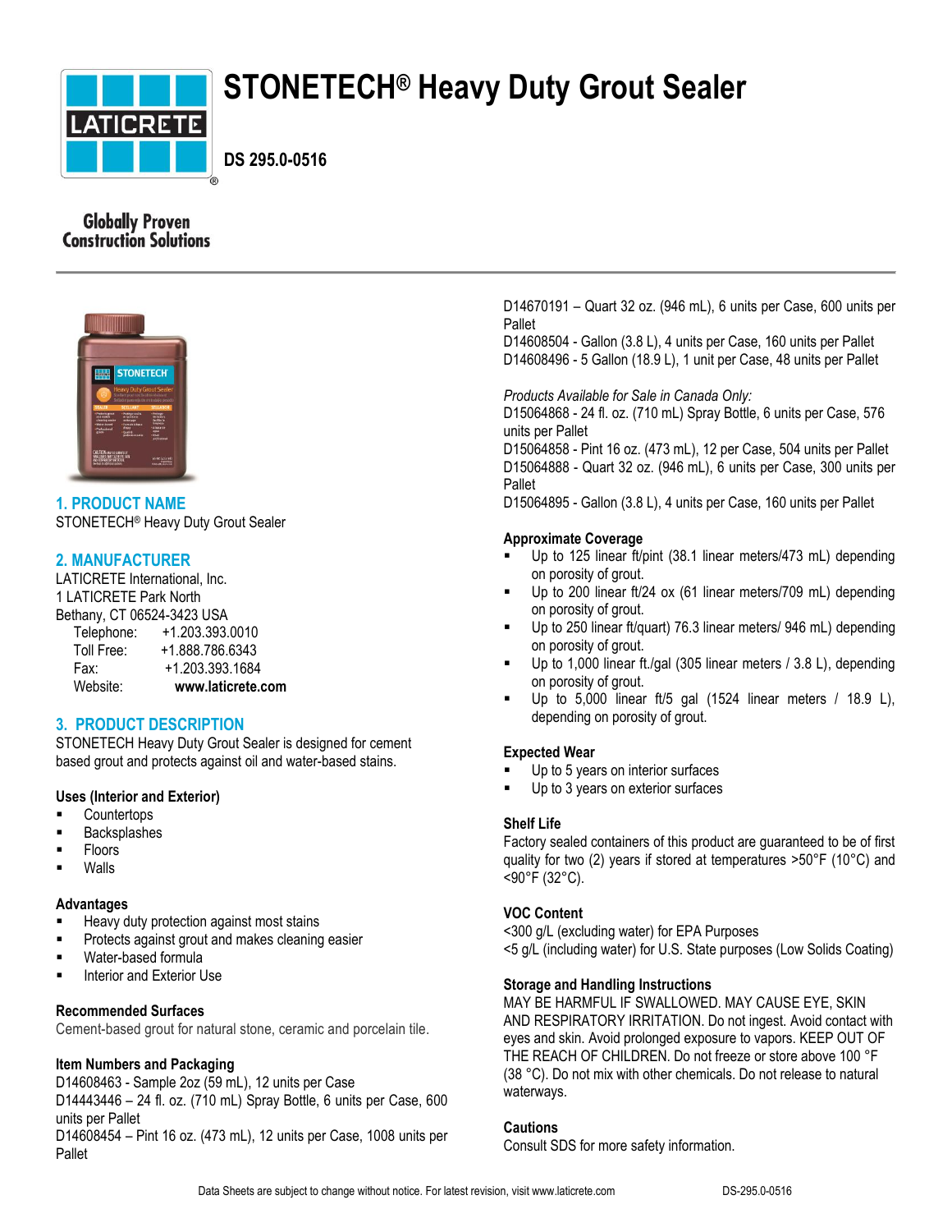# STONETECH® Heavy Duty Grout Sealer

**DS 295.0-0516**

Globally Proven Construction Solutions

## 1. PRODUCT NAME

STONETECH® Heavy Duty Grout Sealer

## 2. MANUFACTURER

LATICRETE International, Inc.
1 LATICRETE Park North
Bethany, CT 06524-3423 USA

| | |
|---|---|
| Telephone: | +1.203.393.0010 |
| Toll Free: | +1.888.786.6343 |
| Fax: | +1.203.393.1684 |
| Website: | **www.laticrete.com** |

## 3. PRODUCT DESCRIPTION

STONETECH Heavy Duty Grout Sealer is designed for cement based grout and protects against oil and water-based stains.

### Uses (Interior and Exterior)

- Countertops
- Backsplashes
- Floors
- Walls

### Advantages

- Heavy duty protection against most stains
- Protects against grout and makes cleaning easier
- Water-based formula
- Interior and Exterior Use

### Recommended Surfaces

Cement-based grout for natural stone, ceramic and porcelain tile.

### Item Numbers and Packaging

D14608463 - Sample 2oz (59 mL), 12 units per Case
D14443446 – 24 fl. oz. (710 mL) Spray Bottle, 6 units per Case, 600 units per Pallet
D14608454 – Pint 16 oz. (473 mL), 12 units per Case, 1008 units per Pallet
D14670191 – Quart 32 oz. (946 mL), 6 units per Case, 600 units per Pallet
D14608504 - Gallon (3.8 L), 4 units per Case, 160 units per Pallet
D14608496 - 5 Gallon (18.9 L), 1 unit per Case, 48 units per Pallet

*Products Available for Sale in Canada Only:*
D15064868 - 24 fl. oz. (710 mL) Spray Bottle, 6 units per Case, 576 units per Pallet
D15064858 - Pint 16 oz. (473 mL), 12 per Case, 504 units per Pallet
D15064888 - Quart 32 oz. (946 mL), 6 units per Case, 300 units per Pallet
D15064895 - Gallon (3.8 L), 4 units per Case, 160 units per Pallet

### Approximate Coverage

- Up to 125 linear ft/pint (38.1 linear meters/473 mL) depending on porosity of grout.
- Up to 200 linear ft/24 ox (61 linear meters/709 mL) depending on porosity of grout.
- Up to 250 linear ft/quart) 76.3 linear meters/ 946 mL) depending on porosity of grout.
- Up to 1,000 linear ft./gal (305 linear meters / 3.8 L), depending on porosity of grout.
- Up to 5,000 linear ft/5 gal (1524 linear meters / 18.9 L), depending on porosity of grout.

### Expected Wear

- Up to 5 years on interior surfaces
- Up to 3 years on exterior surfaces

### Shelf Life

Factory sealed containers of this product are guaranteed to be of first quality for two (2) years if stored at temperatures >50°F (10°C) and <90°F (32°C).

### VOC Content

<300 g/L (excluding water) for EPA Purposes
<5 g/L (including water) for U.S. State purposes (Low Solids Coating)

### Storage and Handling Instructions

MAY BE HARMFUL IF SWALLOWED. MAY CAUSE EYE, SKIN AND RESPIRATORY IRRITATION. Do not ingest. Avoid contact with eyes and skin. Avoid prolonged exposure to vapors. KEEP OUT OF THE REACH OF CHILDREN. Do not freeze or store above 100 °F (38 °C). Do not mix with other chemicals. Do not release to natural waterways.

### Cautions

Consult SDS for more safety information.

Data Sheets are subject to change without notice. For latest revision, visit www.laticrete.com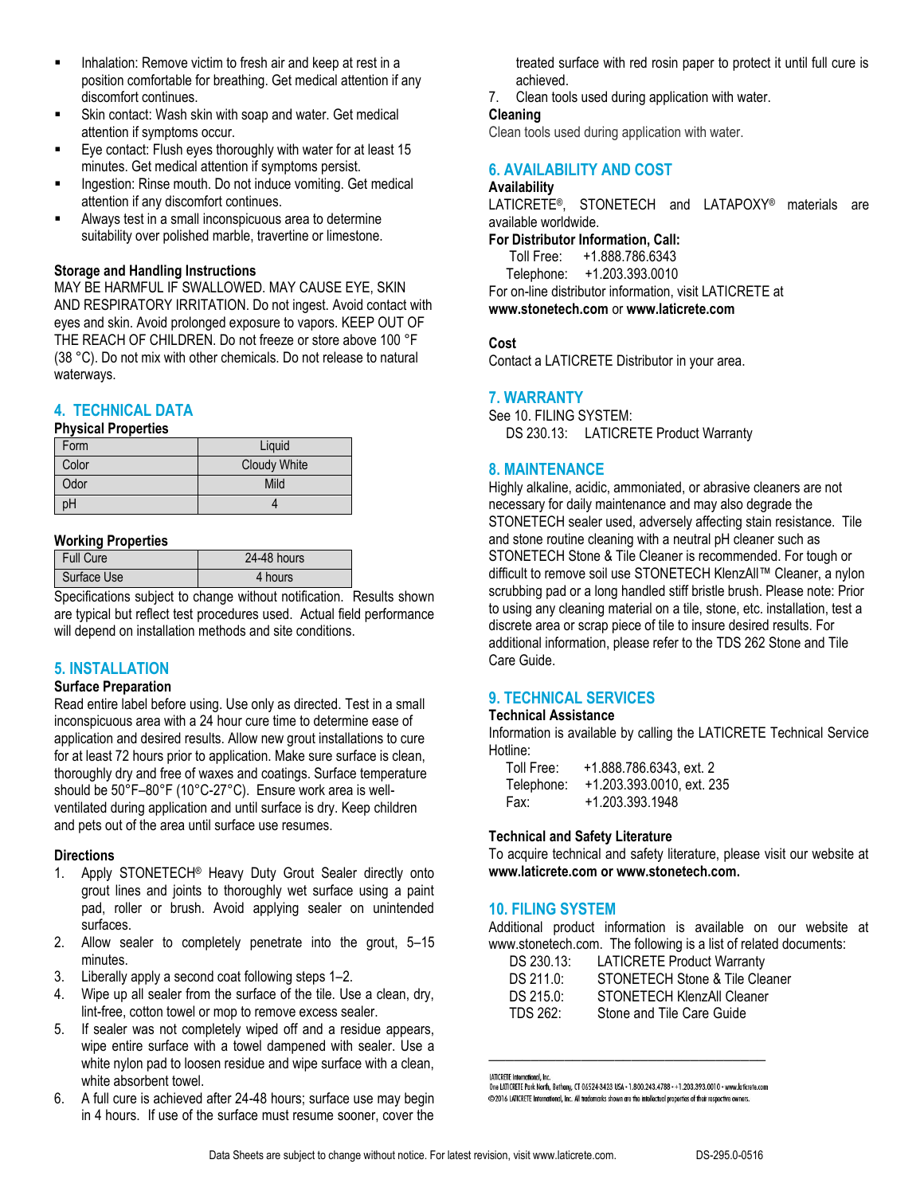- Inhalation: Remove victim to fresh air and keep at rest in a position comfortable for breathing. Get medical attention if any discomfort continues.
- Skin contact: Wash skin with soap and water. Get medical attention if symptoms occur.
- Eye contact: Flush eyes thoroughly with water for at least 15 minutes. Get medical attention if symptoms persist.
- Ingestion: Rinse mouth. Do not induce vomiting. Get medical attention if any discomfort continues.
- Always test in a small inconspicuous area to determine suitability over polished marble, travertine or limestone.

**Storage and Handling Instructions**

MAY BE HARMFUL IF SWALLOWED. MAY CAUSE EYE, SKIN AND RESPIRATORY IRRITATION. Do not ingest. Avoid contact with eyes and skin. Avoid prolonged exposure to vapors. KEEP OUT OF THE REACH OF CHILDREN. Do not freeze or store above 100 °F (38 °C). Do not mix with other chemicals. Do not release to natural waterways.

## 4. TECHNICAL DATA

**Physical Properties**

| | |
|---|---|
| Form | Liquid |
| Color | Cloudy White |
| Odor | Mild |
| pH | 4 |

**Working Properties**

| | |
|---|---|
| Full Cure | 24-48 hours |
| Surface Use | 4 hours |

Specifications subject to change without notification. Results shown are typical but reflect test procedures used. Actual field performance will depend on installation methods and site conditions.

## 5. INSTALLATION

**Surface Preparation**

Read entire label before using. Use only as directed. Test in a small inconspicuous area with a 24 hour cure time to determine ease of application and desired results. Allow new grout installations to cure for at least 72 hours prior to application. Make sure surface is clean, thoroughly dry and free of waxes and coatings. Surface temperature should be 50°F–80°F (10°C-27°C). Ensure work area is well-ventilated during application and until surface is dry. Keep children and pets out of the area until surface use resumes.

**Directions**

1. Apply STONETECH® Heavy Duty Grout Sealer directly onto grout lines and joints to thoroughly wet surface using a paint pad, roller or brush. Avoid applying sealer on unintended surfaces.
2. Allow sealer to completely penetrate into the grout, 5–15 minutes.
3. Liberally apply a second coat following steps 1–2.
4. Wipe up all sealer from the surface of the tile. Use a clean, dry, lint-free, cotton towel or mop to remove excess sealer.
5. If sealer was not completely wiped off and a residue appears, wipe entire surface with a towel dampened with sealer. Use a white nylon pad to loosen residue and wipe surface with a clean, white absorbent towel.
6. A full cure is achieved after 24-48 hours; surface use may begin in 4 hours. If use of the surface must resume sooner, cover the treated surface with red rosin paper to protect it until full cure is achieved.
7. Clean tools used during application with water.

**Cleaning**

Clean tools used during application with water.

## 6. AVAILABILITY AND COST

**Availability**

LATICRETE®, STONETECH and LATAPOXY® materials are available worldwide.

**For Distributor Information, Call:**

Toll Free: +1.888.786.6343
Telephone: +1.203.393.0010

For on-line distributor information, visit LATICRETE at **www.stonetech.com** or **www.laticrete.com**

**Cost**

Contact a LATICRETE Distributor in your area.

## 7. WARRANTY

See 10. FILING SYSTEM:
DS 230.13: LATICRETE Product Warranty

## 8. MAINTENANCE

Highly alkaline, acidic, ammoniated, or abrasive cleaners are not necessary for daily maintenance and may also degrade the STONETECH sealer used, adversely affecting stain resistance. Tile and stone routine cleaning with a neutral pH cleaner such as STONETECH Stone & Tile Cleaner is recommended. For tough or difficult to remove soil use STONETECH KlenzAll™ Cleaner, a nylon scrubbing pad or a long handled stiff bristle brush. Please note: Prior to using any cleaning material on a tile, stone, etc. installation, test a discrete area or scrap piece of tile to insure desired results. For additional information, please refer to the TDS 262 Stone and Tile Care Guide.

## 9. TECHNICAL SERVICES

**Technical Assistance**

Information is available by calling the LATICRETE Technical Service Hotline:

Toll Free: +1.888.786.6343, ext. 2
Telephone: +1.203.393.0010, ext. 235
Fax: +1.203.393.1948

**Technical and Safety Literature**

To acquire technical and safety literature, please visit our website at **www.laticrete.com or www.stonetech.com.**

## 10. FILING SYSTEM

Additional product information is available on our website at www.stonetech.com. The following is a list of related documents:

DS 230.13: LATICRETE Product Warranty
DS 211.0: STONETECH Stone & Tile Cleaner
DS 215.0: STONETECH KlenzAll Cleaner
TDS 262: Stone and Tile Care Guide

LATICRETE International, Inc.
One LATICRETE Park North, Bethany, CT 06524-3423 USA • 1.800.243.4788 • +1.203.393.0010 • www.laticrete.com
©2016 LATICRETE International, Inc. All trademarks shown are the intellectual properties of their respective owners.

Data Sheets are subject to change without notice. For latest revision, visit www.laticrete.com. DS-295.0-0516